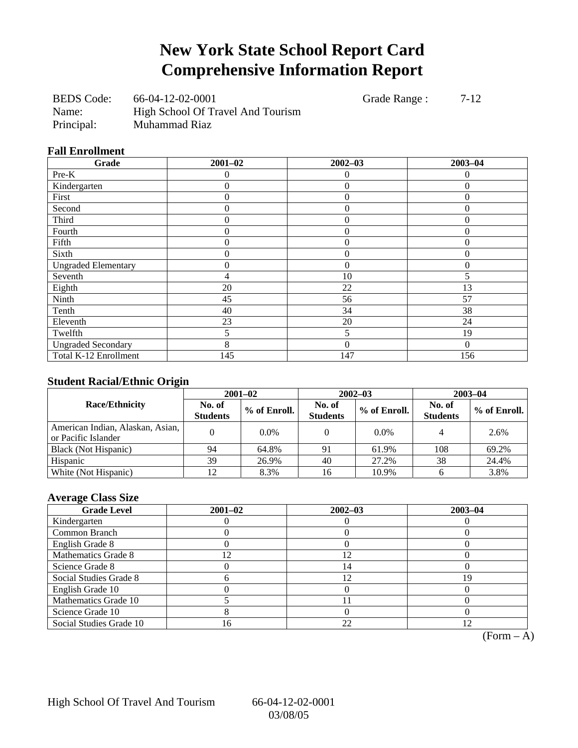# New York State School Report Card
# Comprehensive Information Report

BEDS Code: 66-04-12-02-0001 Grade Range : 7-12
Name: High School Of Travel And Tourism
Principal: Muhammad Riaz

### Fall Enrollment

| Grade | 2001–02 | 2002–03 | 2003–04 |
|---|---|---|---|
| Pre-K | 0 | 0 | 0 |
| Kindergarten | 0 | 0 | 0 |
| First | 0 | 0 | 0 |
| Second | 0 | 0 | 0 |
| Third | 0 | 0 | 0 |
| Fourth | 0 | 0 | 0 |
| Fifth | 0 | 0 | 0 |
| Sixth | 0 | 0 | 0 |
| Ungraded Elementary | 0 | 0 | 0 |
| Seventh | 4 | 10 | 5 |
| Eighth | 20 | 22 | 13 |
| Ninth | 45 | 56 | 57 |
| Tenth | 40 | 34 | 38 |
| Eleventh | 23 | 20 | 24 |
| Twelfth | 5 | 5 | 19 |
| Ungraded Secondary | 8 | 0 | 0 |
| Total K-12 Enrollment | 145 | 147 | 156 |

### Student Racial/Ethnic Origin

| Race/Ethnicity | 2001–02 | | 2002–03 | | 2003–04 | |
|---|---|---|---|---|---|---|
| | No. of Students | % of Enroll. | No. of Students | % of Enroll. | No. of Students | % of Enroll. |
| American Indian, Alaskan, Asian, or Pacific Islander | 0 | 0.0% | 0 | 0.0% | 4 | 2.6% |
| Black (Not Hispanic) | 94 | 64.8% | 91 | 61.9% | 108 | 69.2% |
| Hispanic | 39 | 26.9% | 40 | 27.2% | 38 | 24.4% |
| White (Not Hispanic) | 12 | 8.3% | 16 | 10.9% | 6 | 3.8% |

### Average Class Size

| Grade Level | 2001–02 | 2002–03 | 2003–04 |
|---|---|---|---|
| Kindergarten | 0 | 0 | 0 |
| Common Branch | 0 | 0 | 0 |
| English Grade 8 | 0 | 0 | 0 |
| Mathematics Grade 8 | 12 | 12 | 0 |
| Science Grade 8 | 0 | 14 | 0 |
| Social Studies Grade 8 | 6 | 12 | 19 |
| English Grade 10 | 0 | 0 | 0 |
| Mathematics Grade 10 | 5 | 11 | 0 |
| Science Grade 10 | 8 | 0 | 0 |
| Social Studies Grade 10 | 16 | 22 | 12 |

(Form – A)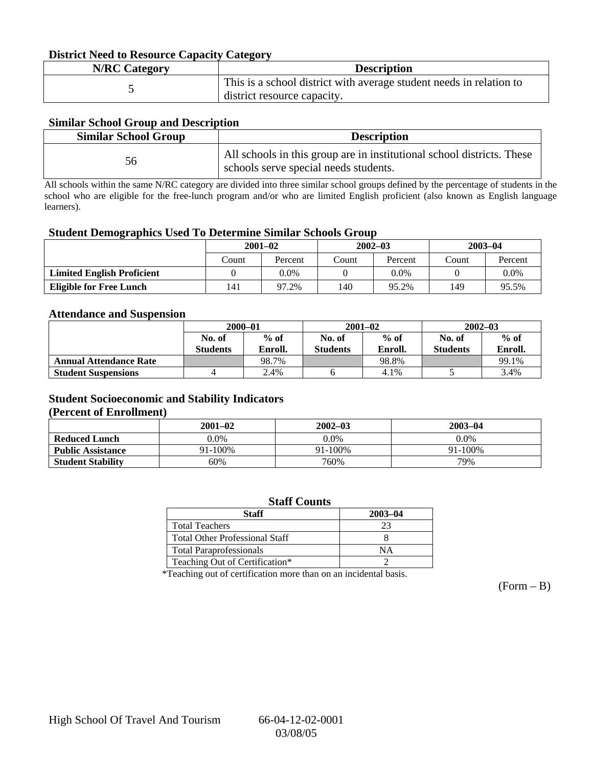### District Need to Resource Capacity Category

| N/RC Category | Description |
| --- | --- |
| 5 | This is a school district with average student needs in relation to district resource capacity. |

### Similar School Group and Description

| Similar School Group | Description |
| --- | --- |
| 56 | All schools in this group are in institutional school districts. These schools serve special needs students. |

All schools within the same N/RC category are divided into three similar school groups defined by the percentage of students in the school who are eligible for the free-lunch program and/or who are limited English proficient (also known as English language learners).

### Student Demographics Used To Determine Similar Schools Group

| | 2001–02 | | 2002–03 | | 2003–04 | |
| --- | --- | --- | --- | --- | --- | --- |
| | Count | Percent | Count | Percent | Count | Percent |
| **Limited English Proficient** | 0 | 0.0% | 0 | 0.0% | 0 | 0.0% |
| **Eligible for Free Lunch** | 141 | 97.2% | 140 | 95.2% | 149 | 95.5% |

### Attendance and Suspension

| | 2000–01 | | 2001–02 | | 2002–03 | |
| --- | --- | --- | --- | --- | --- | --- |
| | No. of Students | % of Enroll. | No. of Students | % of Enroll. | No. of Students | % of Enroll. |
| **Annual Attendance Rate** | | 98.7% | | 98.8% | | 99.1% |
| **Student Suspensions** | 4 | 2.4% | 6 | 4.1% | 5 | 3.4% |

### Student Socioeconomic and Stability Indicators (Percent of Enrollment)

| | 2001–02 | 2002–03 | 2003–04 |
| --- | --- | --- | --- |
| **Reduced Lunch** | 0.0% | 0.0% | 0.0% |
| **Public Assistance** | 91-100% | 91-100% | 91-100% |
| **Student Stability** | 60% | 760% | 79% |

### Staff Counts

| Staff | 2003–04 |
| --- | --- |
| Total Teachers | 23 |
| Total Other Professional Staff | 8 |
| Total Paraprofessionals | NA |
| Teaching Out of Certification* | 2 |

*Teaching out of certification more than on an incidental basis.

(Form – B)

High School Of Travel And Tourism 66-04-12-02-0001
03/08/05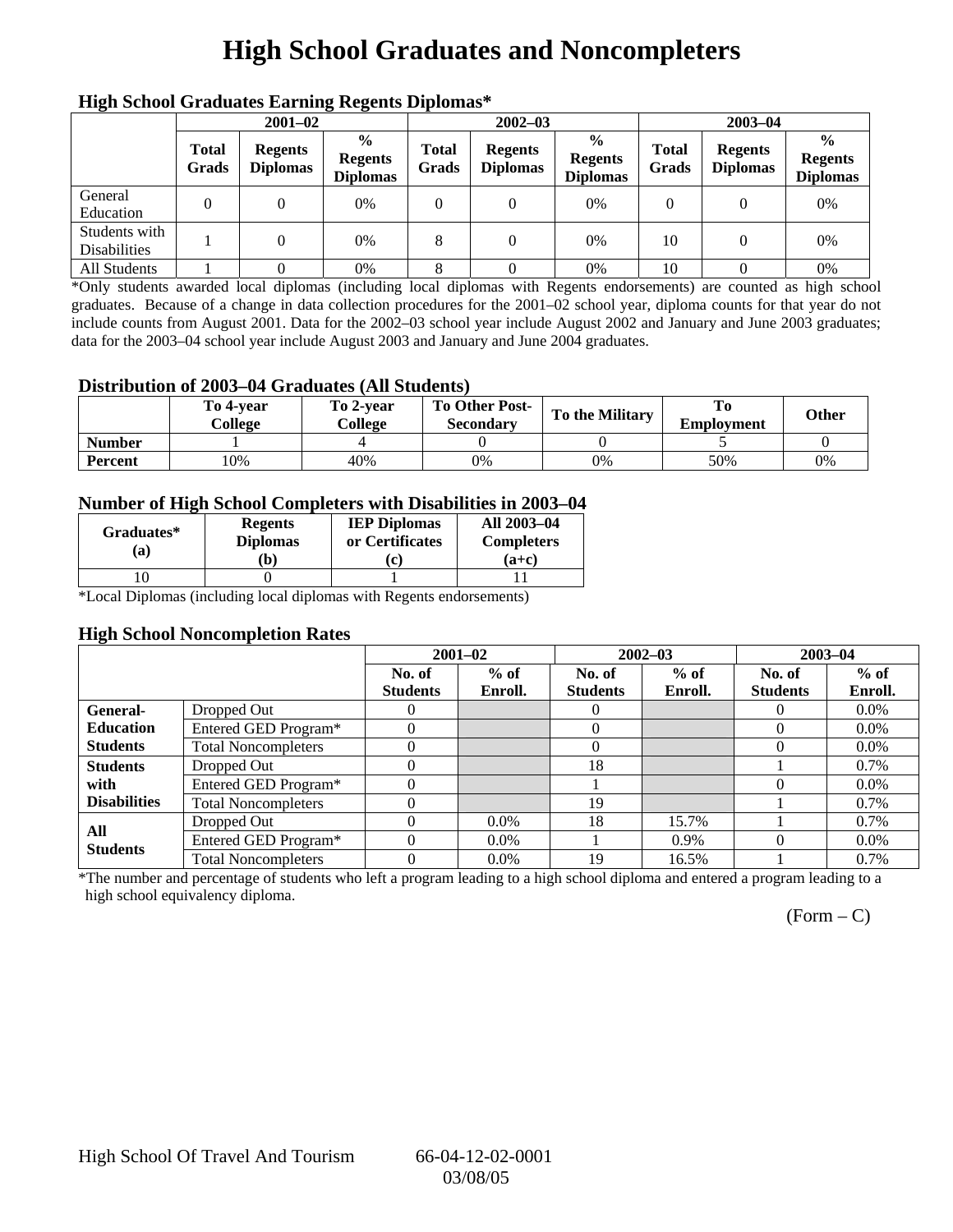# High School Graduates and Noncompleters

### High School Graduates Earning Regents Diplomas*

| | 2001–02 | | | 2002–03 | | | 2003–04 | | |
|---|---|---|---|---|---|---|---|---|---|
| | Total Grads | Regents Diplomas | % Regents Diplomas | Total Grads | Regents Diplomas | % Regents Diplomas | Total Grads | Regents Diplomas | % Regents Diplomas |
| General Education | 0 | 0 | 0% | 0 | 0 | 0% | 0 | 0 | 0% |
| Students with Disabilities | 1 | 0 | 0% | 8 | 0 | 0% | 10 | 0 | 0% |
| All Students | 1 | 0 | 0% | 8 | 0 | 0% | 10 | 0 | 0% |

*Only students awarded local diplomas (including local diplomas with Regents endorsements) are counted as high school graduates. Because of a change in data collection procedures for the 2001–02 school year, diploma counts for that year do not include counts from August 2001. Data for the 2002–03 school year include August 2002 and January and June 2003 graduates; data for the 2003–04 school year include August 2003 and January and June 2004 graduates.

### Distribution of 2003–04 Graduates (All Students)

| | To 4-year College | To 2-year College | To Other Post-Secondary | To the Military | To Employment | Other |
|---|---|---|---|---|---|---|
| Number | 1 | 4 | 0 | 0 | 5 | 0 |
| Percent | 10% | 40% | 0% | 0% | 50% | 0% |

### Number of High School Completers with Disabilities in 2003–04

| Graduates* (a) | Regents Diplomas (b) | IEP Diplomas or Certificates (c) | All 2003–04 Completers (a+c) |
|---|---|---|---|
| 10 | 0 | 1 | 11 |

*Local Diplomas (including local diplomas with Regents endorsements)

### High School Noncompletion Rates

| | | 2001–02 | | 2002–03 | | 2003–04 | |
|---|---|---|---|---|---|---|---|
| | | No. of Students | % of Enroll. | No. of Students | % of Enroll. | No. of Students | % of Enroll. |
| General-Education Students | Dropped Out | 0 | | 0 | | 0 | 0.0% |
| | Entered GED Program* | 0 | | 0 | | 0 | 0.0% |
| | Total Noncompleters | 0 | | 0 | | 0 | 0.0% |
| Students with Disabilities | Dropped Out | 0 | | 18 | | 1 | 0.7% |
| | Entered GED Program* | 0 | | 1 | | 0 | 0.0% |
| | Total Noncompleters | 0 | | 19 | | 1 | 0.7% |
| All Students | Dropped Out | 0 | 0.0% | 18 | 15.7% | 1 | 0.7% |
| | Entered GED Program* | 0 | 0.0% | 1 | 0.9% | 0 | 0.0% |
| | Total Noncompleters | 0 | 0.0% | 19 | 16.5% | 1 | 0.7% |

*The number and percentage of students who left a program leading to a high school diploma and entered a program leading to a high school equivalency diploma.

(Form – C)

High School Of Travel And Tourism 66-04-12-02-0001 03/08/05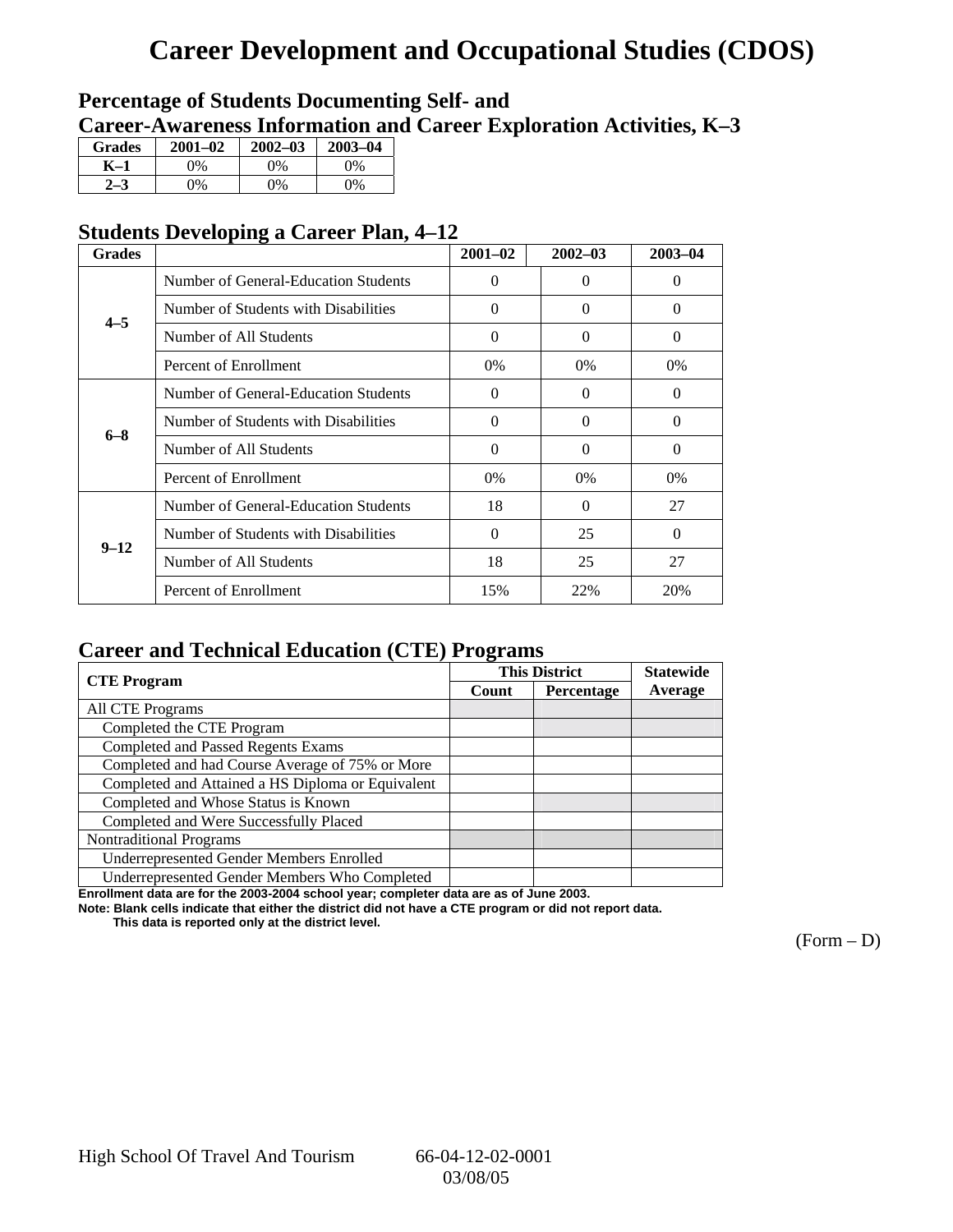# Career Development and Occupational Studies (CDOS)

## Percentage of Students Documenting Self- and Career-Awareness Information and Career Exploration Activities, K–3

| Grades | 2001–02 | 2002–03 | 2003–04 |
|---|---|---|---|
| K–1 | 0% | 0% | 0% |
| 2–3 | 0% | 0% | 0% |

## Students Developing a Career Plan, 4–12

| Grades | | 2001–02 | 2002–03 | 2003–04 |
|---|---|---|---|---|
| 4–5 | Number of General-Education Students | 0 | 0 | 0 |
| | Number of Students with Disabilities | 0 | 0 | 0 |
| | Number of All Students | 0 | 0 | 0 |
| | Percent of Enrollment | 0% | 0% | 0% |
| 6–8 | Number of General-Education Students | 0 | 0 | 0 |
| | Number of Students with Disabilities | 0 | 0 | 0 |
| | Number of All Students | 0 | 0 | 0 |
| | Percent of Enrollment | 0% | 0% | 0% |
| 9–12 | Number of General-Education Students | 18 | 0 | 27 |
| | Number of Students with Disabilities | 0 | 25 | 0 |
| | Number of All Students | 18 | 25 | 27 |
| | Percent of Enrollment | 15% | 22% | 20% |

## Career and Technical Education (CTE) Programs

| CTE Program | This District | | Statewide |
|---|---|---|---|
| | Count | Percentage | Average |
| All CTE Programs | | | |
| Completed the CTE Program | | | |
| Completed and Passed Regents Exams | | | |
| Completed and had Course Average of 75% or More | | | |
| Completed and Attained a HS Diploma or Equivalent | | | |
| Completed and Whose Status is Known | | | |
| Completed and Were Successfully Placed | | | |
| Nontraditional Programs | | | |
| Underrepresented Gender Members Enrolled | | | |
| Underrepresented Gender Members Who Completed | | | |

**Enrollment data are for the 2003-2004 school year; completer data are as of June 2003.**

**Note: Blank cells indicate that either the district did not have a CTE program or did not report data.**
**This data is reported only at the district level.**

(Form – D)

High School Of Travel And Tourism 66-04-12-02-0001
03/08/05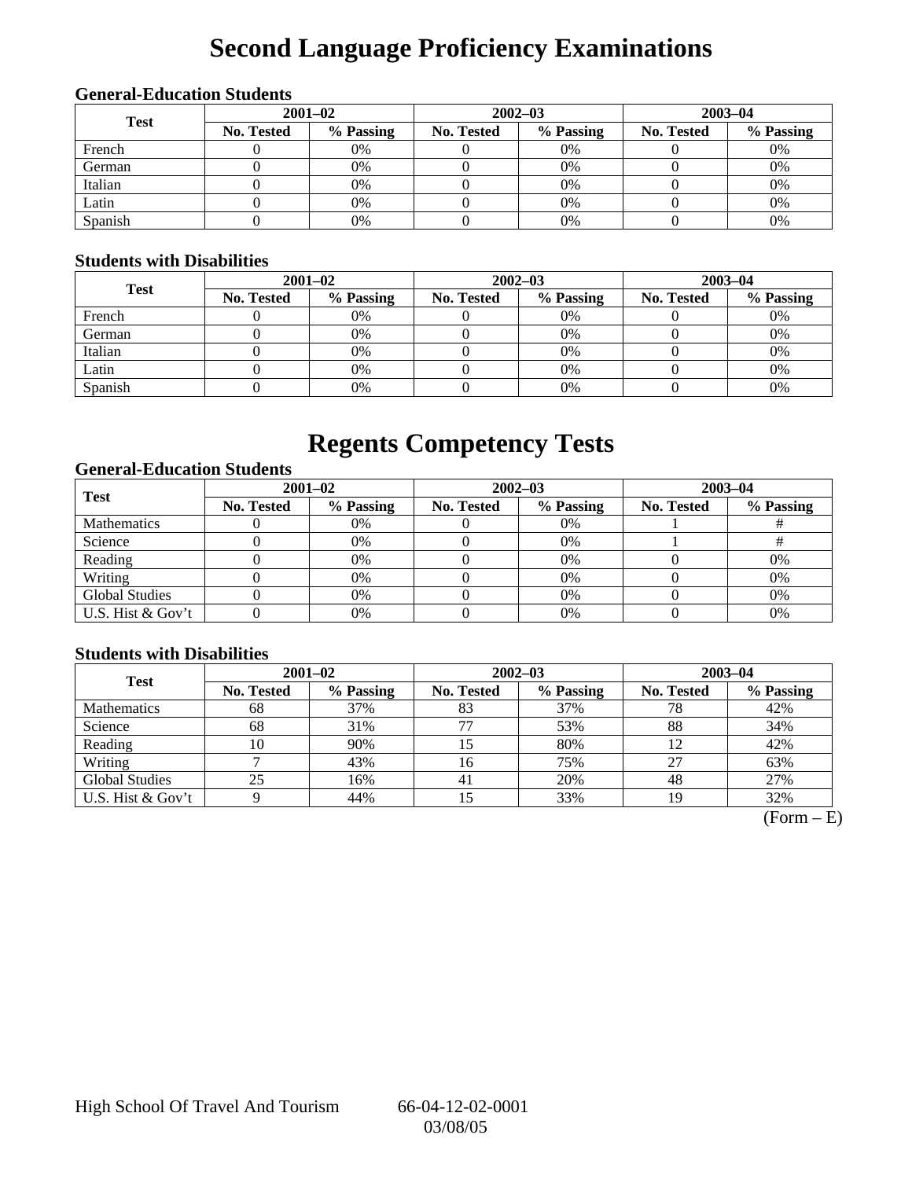# Second Language Proficiency Examinations

### General-Education Students

| Test | 2001–02 | | 2002–03 | | 2003–04 | |
|---|---|---|---|---|---|---|
| | No. Tested | % Passing | No. Tested | % Passing | No. Tested | % Passing |
| French | 0 | 0% | 0 | 0% | 0 | 0% |
| German | 0 | 0% | 0 | 0% | 0 | 0% |
| Italian | 0 | 0% | 0 | 0% | 0 | 0% |
| Latin | 0 | 0% | 0 | 0% | 0 | 0% |
| Spanish | 0 | 0% | 0 | 0% | 0 | 0% |

### Students with Disabilities

| Test | 2001–02 | | 2002–03 | | 2003–04 | |
|---|---|---|---|---|---|---|
| | No. Tested | % Passing | No. Tested | % Passing | No. Tested | % Passing |
| French | 0 | 0% | 0 | 0% | 0 | 0% |
| German | 0 | 0% | 0 | 0% | 0 | 0% |
| Italian | 0 | 0% | 0 | 0% | 0 | 0% |
| Latin | 0 | 0% | 0 | 0% | 0 | 0% |
| Spanish | 0 | 0% | 0 | 0% | 0 | 0% |

# Regents Competency Tests

### General-Education Students

| Test | 2001–02 | | 2002–03 | | 2003–04 | |
|---|---|---|---|---|---|---|
| | No. Tested | % Passing | No. Tested | % Passing | No. Tested | % Passing |
| Mathematics | 0 | 0% | 0 | 0% | 1 | # |
| Science | 0 | 0% | 0 | 0% | 1 | # |
| Reading | 0 | 0% | 0 | 0% | 0 | 0% |
| Writing | 0 | 0% | 0 | 0% | 0 | 0% |
| Global Studies | 0 | 0% | 0 | 0% | 0 | 0% |
| U.S. Hist & Gov't | 0 | 0% | 0 | 0% | 0 | 0% |

### Students with Disabilities

| Test | 2001–02 | | 2002–03 | | 2003–04 | |
|---|---|---|---|---|---|---|
| | No. Tested | % Passing | No. Tested | % Passing | No. Tested | % Passing |
| Mathematics | 68 | 37% | 83 | 37% | 78 | 42% |
| Science | 68 | 31% | 77 | 53% | 88 | 34% |
| Reading | 10 | 90% | 15 | 80% | 12 | 42% |
| Writing | 7 | 43% | 16 | 75% | 27 | 63% |
| Global Studies | 25 | 16% | 41 | 20% | 48 | 27% |
| U.S. Hist & Gov't | 9 | 44% | 15 | 33% | 19 | 32% |

(Form – E)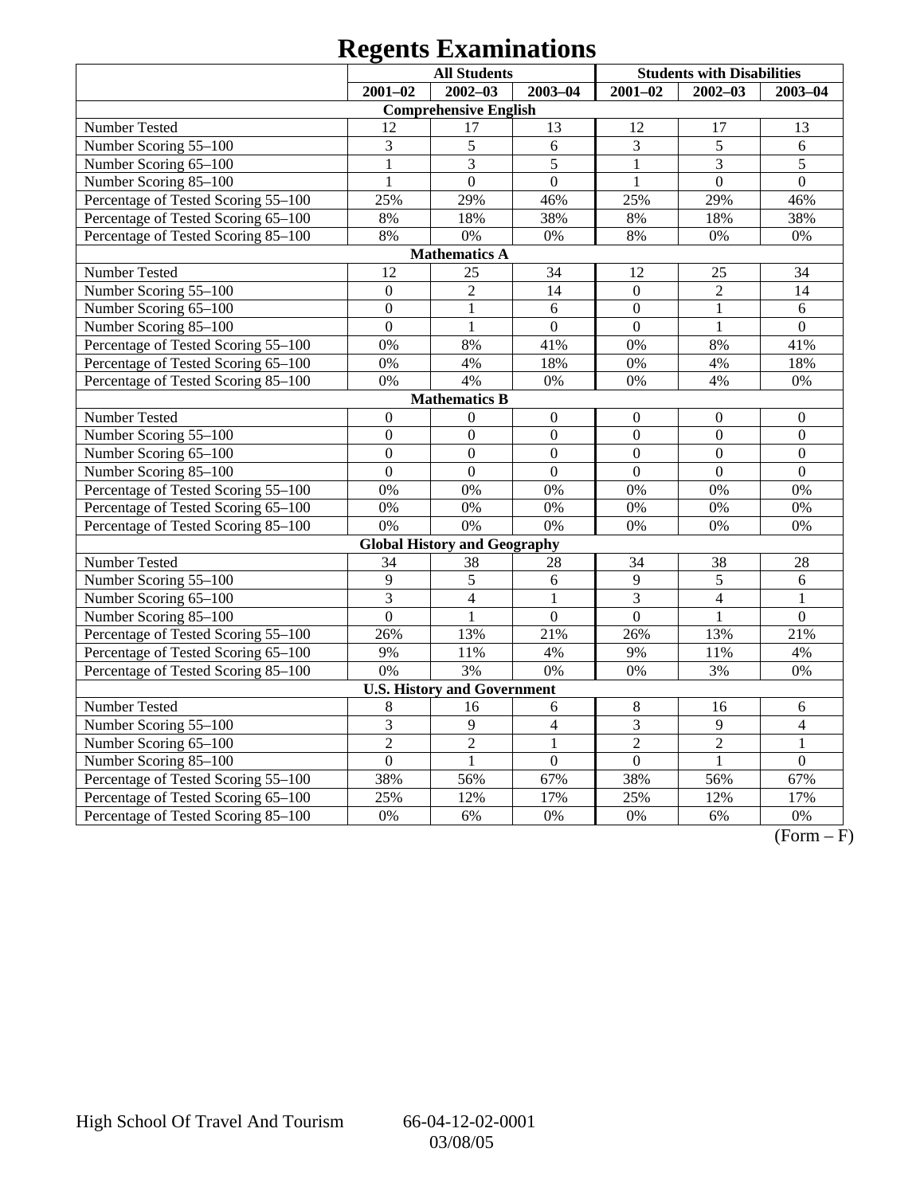# Regents Examinations

| | All Students | | | Students with Disabilities | | |
|---|---|---|---|---|---|---|
| | 2001–02 | 2002–03 | 2003–04 | 2001–02 | 2002–03 | 2003–04 |
| **Comprehensive English** | | | | | | |
| Number Tested | 12 | 17 | 13 | 12 | 17 | 13 |
| Number Scoring 55–100 | 3 | 5 | 6 | 3 | 5 | 6 |
| Number Scoring 65–100 | 1 | 3 | 5 | 1 | 3 | 5 |
| Number Scoring 85–100 | 1 | 0 | 0 | 1 | 0 | 0 |
| Percentage of Tested Scoring 55–100 | 25% | 29% | 46% | 25% | 29% | 46% |
| Percentage of Tested Scoring 65–100 | 8% | 18% | 38% | 8% | 18% | 38% |
| Percentage of Tested Scoring 85–100 | 8% | 0% | 0% | 8% | 0% | 0% |
| **Mathematics A** | | | | | | |
| Number Tested | 12 | 25 | 34 | 12 | 25 | 34 |
| Number Scoring 55–100 | 0 | 2 | 14 | 0 | 2 | 14 |
| Number Scoring 65–100 | 0 | 1 | 6 | 0 | 1 | 6 |
| Number Scoring 85–100 | 0 | 1 | 0 | 0 | 1 | 0 |
| Percentage of Tested Scoring 55–100 | 0% | 8% | 41% | 0% | 8% | 41% |
| Percentage of Tested Scoring 65–100 | 0% | 4% | 18% | 0% | 4% | 18% |
| Percentage of Tested Scoring 85–100 | 0% | 4% | 0% | 0% | 4% | 0% |
| **Mathematics B** | | | | | | |
| Number Tested | 0 | 0 | 0 | 0 | 0 | 0 |
| Number Scoring 55–100 | 0 | 0 | 0 | 0 | 0 | 0 |
| Number Scoring 65–100 | 0 | 0 | 0 | 0 | 0 | 0 |
| Number Scoring 85–100 | 0 | 0 | 0 | 0 | 0 | 0 |
| Percentage of Tested Scoring 55–100 | 0% | 0% | 0% | 0% | 0% | 0% |
| Percentage of Tested Scoring 65–100 | 0% | 0% | 0% | 0% | 0% | 0% |
| Percentage of Tested Scoring 85–100 | 0% | 0% | 0% | 0% | 0% | 0% |
| **Global History and Geography** | | | | | | |
| Number Tested | 34 | 38 | 28 | 34 | 38 | 28 |
| Number Scoring 55–100 | 9 | 5 | 6 | 9 | 5 | 6 |
| Number Scoring 65–100 | 3 | 4 | 1 | 3 | 4 | 1 |
| Number Scoring 85–100 | 0 | 1 | 0 | 0 | 1 | 0 |
| Percentage of Tested Scoring 55–100 | 26% | 13% | 21% | 26% | 13% | 21% |
| Percentage of Tested Scoring 65–100 | 9% | 11% | 4% | 9% | 11% | 4% |
| Percentage of Tested Scoring 85–100 | 0% | 3% | 0% | 0% | 3% | 0% |
| **U.S. History and Government** | | | | | | |
| Number Tested | 8 | 16 | 6 | 8 | 16 | 6 |
| Number Scoring 55–100 | 3 | 9 | 4 | 3 | 9 | 4 |
| Number Scoring 65–100 | 2 | 2 | 1 | 2 | 2 | 1 |
| Number Scoring 85–100 | 0 | 1 | 0 | 0 | 1 | 0 |
| Percentage of Tested Scoring 55–100 | 38% | 56% | 67% | 38% | 56% | 67% |
| Percentage of Tested Scoring 65–100 | 25% | 12% | 17% | 25% | 12% | 17% |
| Percentage of Tested Scoring 85–100 | 0% | 6% | 0% | 0% | 6% | 0% |

(Form – F)

High School Of Travel And Tourism 66-04-12-02-0001
03/08/05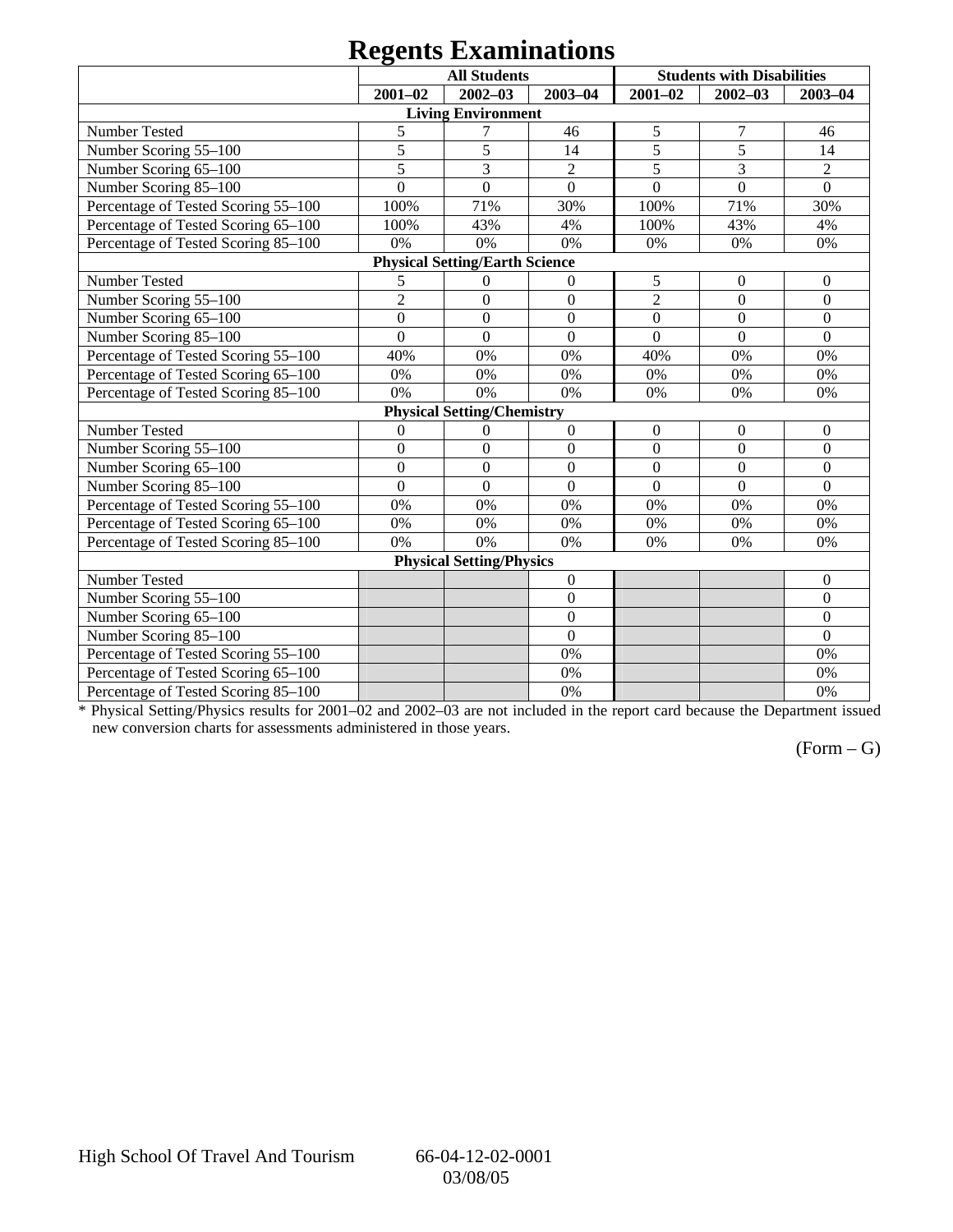# Regents Examinations

| | All Students | | | Students with Disabilities | | |
|---|---|---|---|---|---|---|
| | 2001–02 | 2002–03 | 2003–04 | 2001–02 | 2002–03 | 2003–04 |
| **Living Environment** | | | | | | |
| Number Tested | 5 | 7 | 46 | 5 | 7 | 46 |
| Number Scoring 55–100 | 5 | 5 | 14 | 5 | 5 | 14 |
| Number Scoring 65–100 | 5 | 3 | 2 | 5 | 3 | 2 |
| Number Scoring 85–100 | 0 | 0 | 0 | 0 | 0 | 0 |
| Percentage of Tested Scoring 55–100 | 100% | 71% | 30% | 100% | 71% | 30% |
| Percentage of Tested Scoring 65–100 | 100% | 43% | 4% | 100% | 43% | 4% |
| Percentage of Tested Scoring 85–100 | 0% | 0% | 0% | 0% | 0% | 0% |
| **Physical Setting/Earth Science** | | | | | | |
| Number Tested | 5 | 0 | 0 | 5 | 0 | 0 |
| Number Scoring 55–100 | 2 | 0 | 0 | 2 | 0 | 0 |
| Number Scoring 65–100 | 0 | 0 | 0 | 0 | 0 | 0 |
| Number Scoring 85–100 | 0 | 0 | 0 | 0 | 0 | 0 |
| Percentage of Tested Scoring 55–100 | 40% | 0% | 0% | 40% | 0% | 0% |
| Percentage of Tested Scoring 65–100 | 0% | 0% | 0% | 0% | 0% | 0% |
| Percentage of Tested Scoring 85–100 | 0% | 0% | 0% | 0% | 0% | 0% |
| **Physical Setting/Chemistry** | | | | | | |
| Number Tested | 0 | 0 | 0 | 0 | 0 | 0 |
| Number Scoring 55–100 | 0 | 0 | 0 | 0 | 0 | 0 |
| Number Scoring 65–100 | 0 | 0 | 0 | 0 | 0 | 0 |
| Number Scoring 85–100 | 0 | 0 | 0 | 0 | 0 | 0 |
| Percentage of Tested Scoring 55–100 | 0% | 0% | 0% | 0% | 0% | 0% |
| Percentage of Tested Scoring 65–100 | 0% | 0% | 0% | 0% | 0% | 0% |
| Percentage of Tested Scoring 85–100 | 0% | 0% | 0% | 0% | 0% | 0% |
| **Physical Setting/Physics** | | | | | | |
| Number Tested | | | 0 | | | 0 |
| Number Scoring 55–100 | | | 0 | | | 0 |
| Number Scoring 65–100 | | | 0 | | | 0 |
| Number Scoring 85–100 | | | 0 | | | 0 |
| Percentage of Tested Scoring 55–100 | | | 0% | | | 0% |
| Percentage of Tested Scoring 65–100 | | | 0% | | | 0% |
| Percentage of Tested Scoring 85–100 | | | 0% | | | 0% |

* Physical Setting/Physics results for 2001–02 and 2002–03 are not included in the report card because the Department issued new conversion charts for assessments administered in those years.

(Form – G)

High School Of Travel And Tourism 66-04-12-02-0001 03/08/05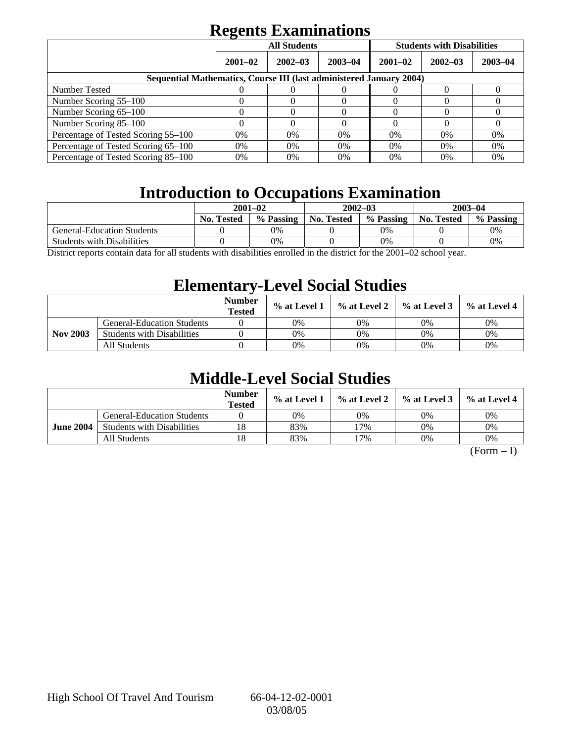# Regents Examinations

| | All Students | | | Students with Disabilities | | |
|---|---|---|---|---|---|---|
| | 2001–02 | 2002–03 | 2003–04 | 2001–02 | 2002–03 | 2003–04 |
| **Sequential Mathematics, Course III (last administered January 2004)** | | | | | | |
| Number Tested | 0 | 0 | 0 | 0 | 0 | 0 |
| Number Scoring 55–100 | 0 | 0 | 0 | 0 | 0 | 0 |
| Number Scoring 65–100 | 0 | 0 | 0 | 0 | 0 | 0 |
| Number Scoring 85–100 | 0 | 0 | 0 | 0 | 0 | 0 |
| Percentage of Tested Scoring 55–100 | 0% | 0% | 0% | 0% | 0% | 0% |
| Percentage of Tested Scoring 65–100 | 0% | 0% | 0% | 0% | 0% | 0% |
| Percentage of Tested Scoring 85–100 | 0% | 0% | 0% | 0% | 0% | 0% |

# Introduction to Occupations Examination

| | 2001–02 | | 2002–03 | | 2003–04 | |
|---|---|---|---|---|---|---|
| | No. Tested | % Passing | No. Tested | % Passing | No. Tested | % Passing |
| General-Education Students | 0 | 0% | 0 | 0% | 0 | 0% |
| Students with Disabilities | 0 | 0% | 0 | 0% | 0 | 0% |

District reports contain data for all students with disabilities enrolled in the district for the 2001–02 school year.

# Elementary-Level Social Studies

| | | Number Tested | % at Level 1 | % at Level 2 | % at Level 3 | % at Level 4 |
|---|---|---|---|---|---|---|
| **Nov 2003** | General-Education Students | 0 | 0% | 0% | 0% | 0% |
| | Students with Disabilities | 0 | 0% | 0% | 0% | 0% |
| | All Students | 0 | 0% | 0% | 0% | 0% |

# Middle-Level Social Studies

| | | Number Tested | % at Level 1 | % at Level 2 | % at Level 3 | % at Level 4 |
|---|---|---|---|---|---|---|
| **June 2004** | General-Education Students | 0 | 0% | 0% | 0% | 0% |
| | Students with Disabilities | 18 | 83% | 17% | 0% | 0% |
| | All Students | 18 | 83% | 17% | 0% | 0% |

(Form – I)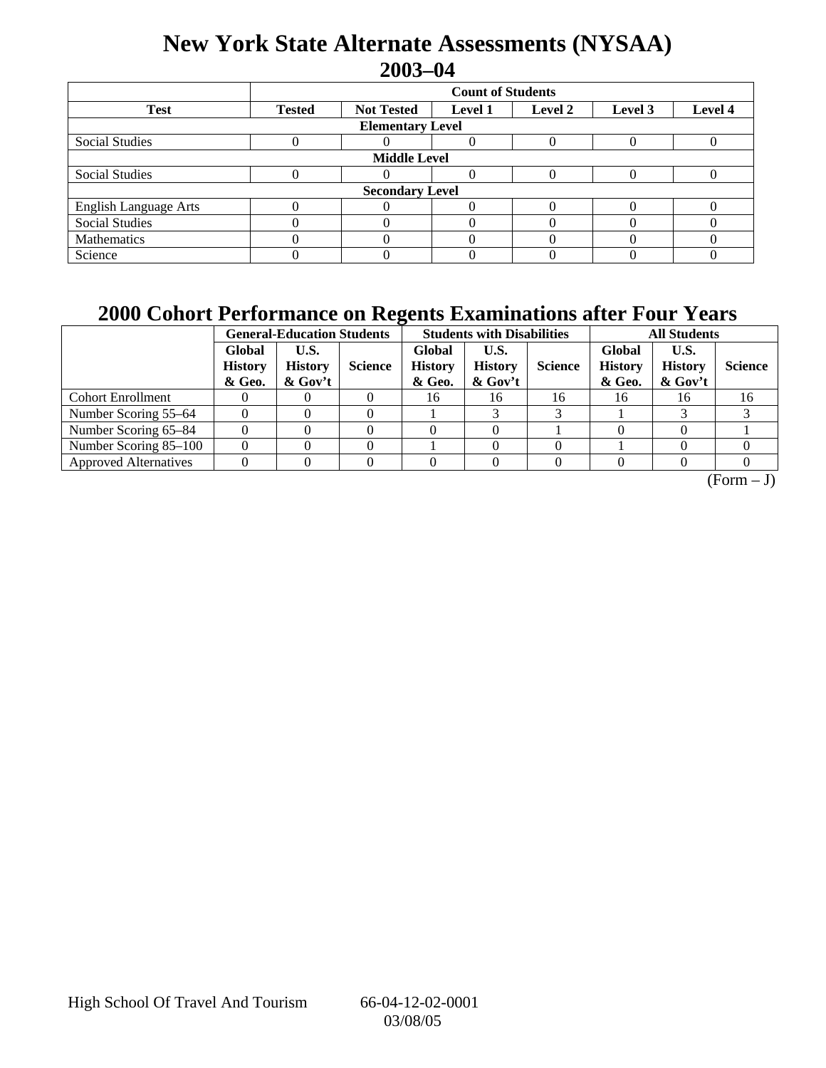# New York State Alternate Assessments (NYSAA)
## 2003–04

| | Count of Students | | | | | |
|---|---|---|---|---|---|---|
| **Test** | **Tested** | **Not Tested** | **Level 1** | **Level 2** | **Level 3** | **Level 4** |
| **Elementary Level** | | | | | | |
| Social Studies | 0 | 0 | 0 | 0 | 0 | 0 |
| **Middle Level** | | | | | | |
| Social Studies | 0 | 0 | 0 | 0 | 0 | 0 |
| **Secondary Level** | | | | | | |
| English Language Arts | 0 | 0 | 0 | 0 | 0 | 0 |
| Social Studies | 0 | 0 | 0 | 0 | 0 | 0 |
| Mathematics | 0 | 0 | 0 | 0 | 0 | 0 |
| Science | 0 | 0 | 0 | 0 | 0 | 0 |

## 2000 Cohort Performance on Regents Examinations after Four Years

| | General-Education Students | | | Students with Disabilities | | | All Students | | |
|---|---|---|---|---|---|---|---|---|---|
| | **Global History & Geo.** | **U.S. History & Gov't** | **Science** | **Global History & Geo.** | **U.S. History & Gov't** | **Science** | **Global History & Geo.** | **U.S. History & Gov't** | **Science** |
| Cohort Enrollment | 0 | 0 | 0 | 16 | 16 | 16 | 16 | 16 | 16 |
| Number Scoring 55–64 | 0 | 0 | 0 | 1 | 3 | 3 | 1 | 3 | 3 |
| Number Scoring 65–84 | 0 | 0 | 0 | 0 | 0 | 1 | 0 | 0 | 1 |
| Number Scoring 85–100 | 0 | 0 | 0 | 1 | 0 | 0 | 1 | 0 | 0 |
| Approved Alternatives | 0 | 0 | 0 | 0 | 0 | 0 | 0 | 0 | 0 |

(Form – J)

High School Of Travel And Tourism 66-04-12-02-0001
03/08/05